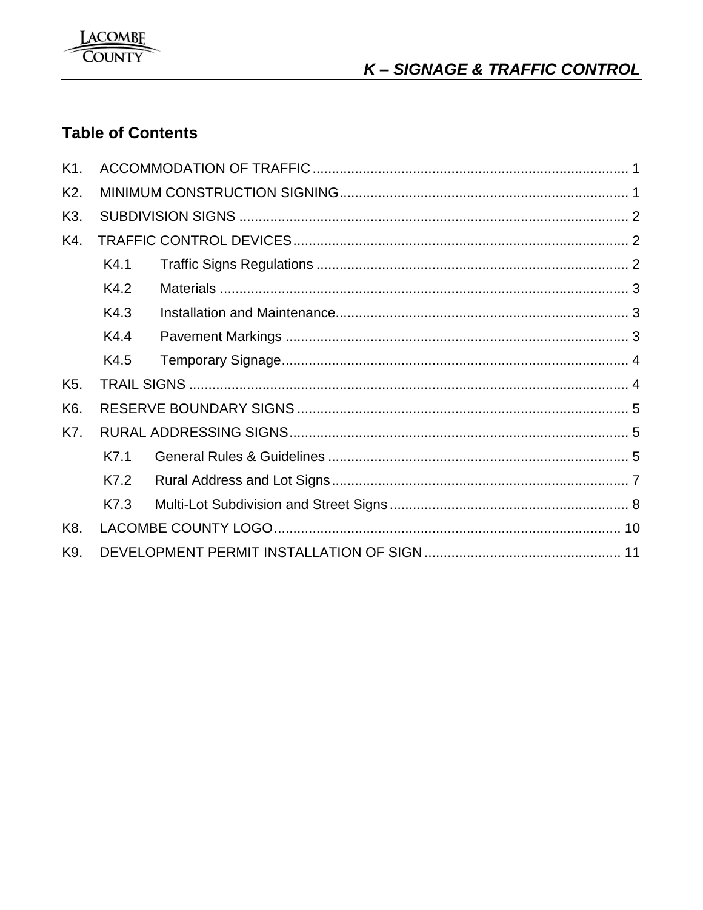# K – SIGNAGE & TRAFFIC CONTROL

## Table of Contents

K1. ACCOMMODATION OF TRAFFIC .................................................................................. 1

K2. MINIMUM CONSTRUCTION SIGNING........................................................................... 1

K3. SUBDIVISION SIGNS ..................................................................................................... 2

K4. TRAFFIC CONTROL DEVICES....................................................................................... 2

- K4.1 Traffic Signs Regulations ................................................................................. 2
- K4.2 Materials .......................................................................................................... 3
- K4.3 Installation and Maintenance............................................................................ 3
- K4.4 Pavement Markings .......................................................................................... 3
- K4.5 Temporary Signage........................................................................................... 4

K5. TRAIL SIGNS .................................................................................................................. 4

K6. RESERVE BOUNDARY SIGNS ...................................................................................... 5

K7. RURAL ADDRESSING SIGNS........................................................................................ 5

- K7.1 General Rules & Guidelines .............................................................................. 5
- K7.2 Rural Address and Lot Signs............................................................................. 7
- K7.3 Multi-Lot Subdivision and Street Signs .............................................................. 8

K8. LACOMBE COUNTY LOGO........................................................................................... 10

K9. DEVELOPMENT PERMIT INSTALLATION OF SIGN ................................................... 11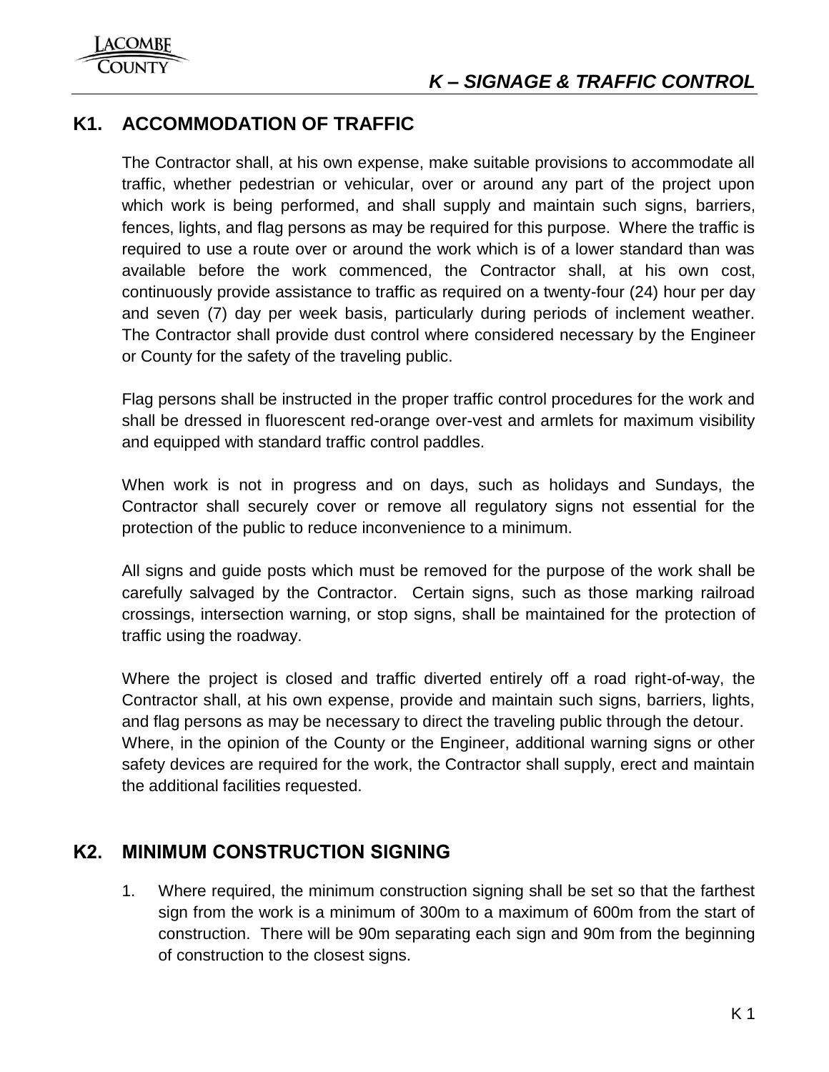## K1. ACCOMMODATION OF TRAFFIC

The Contractor shall, at his own expense, make suitable provisions to accommodate all traffic, whether pedestrian or vehicular, over or around any part of the project upon which work is being performed, and shall supply and maintain such signs, barriers, fences, lights, and flag persons as may be required for this purpose. Where the traffic is required to use a route over or around the work which is of a lower standard than was available before the work commenced, the Contractor shall, at his own cost, continuously provide assistance to traffic as required on a twenty-four (24) hour per day and seven (7) day per week basis, particularly during periods of inclement weather. The Contractor shall provide dust control where considered necessary by the Engineer or County for the safety of the traveling public.

Flag persons shall be instructed in the proper traffic control procedures for the work and shall be dressed in fluorescent red-orange over-vest and armlets for maximum visibility and equipped with standard traffic control paddles.

When work is not in progress and on days, such as holidays and Sundays, the Contractor shall securely cover or remove all regulatory signs not essential for the protection of the public to reduce inconvenience to a minimum.

All signs and guide posts which must be removed for the purpose of the work shall be carefully salvaged by the Contractor. Certain signs, such as those marking railroad crossings, intersection warning, or stop signs, shall be maintained for the protection of traffic using the roadway.

Where the project is closed and traffic diverted entirely off a road right-of-way, the Contractor shall, at his own expense, provide and maintain such signs, barriers, lights, and flag persons as may be necessary to direct the traveling public through the detour.
Where, in the opinion of the County or the Engineer, additional warning signs or other safety devices are required for the work, the Contractor shall supply, erect and maintain the additional facilities requested.

## K2. MINIMUM CONSTRUCTION SIGNING

1. Where required, the minimum construction signing shall be set so that the farthest sign from the work is a minimum of 300m to a maximum of 600m from the start of construction. There will be 90m separating each sign and 90m from the beginning of construction to the closest signs.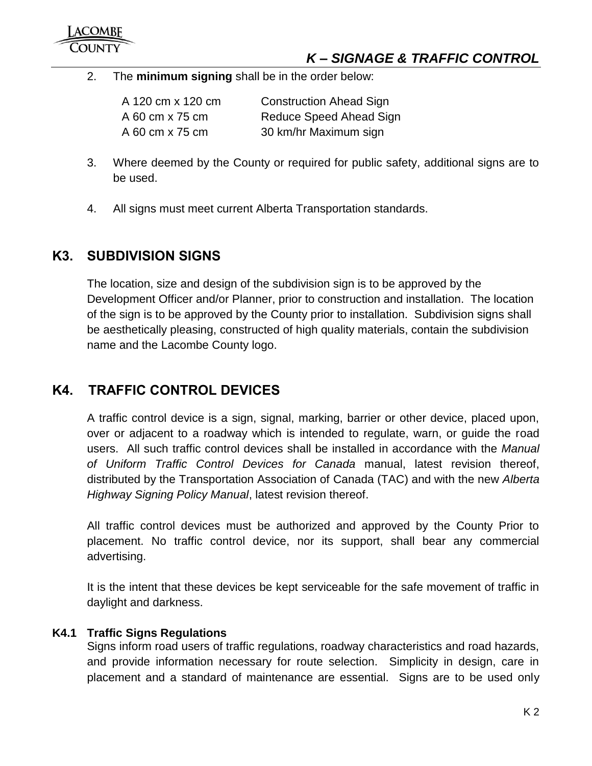2. The **minimum signing** shall be in the order below:

| | |
|---|---|
| A 120 cm x 120 cm | Construction Ahead Sign |
| A 60 cm x 75 cm | Reduce Speed Ahead Sign |
| A 60 cm x 75 cm | 30 km/hr Maximum sign |

3. Where deemed by the County or required for public safety, additional signs are to be used.

4. All signs must meet current Alberta Transportation standards.

## K3. SUBDIVISION SIGNS

The location, size and design of the subdivision sign is to be approved by the Development Officer and/or Planner, prior to construction and installation. The location of the sign is to be approved by the County prior to installation. Subdivision signs shall be aesthetically pleasing, constructed of high quality materials, contain the subdivision name and the Lacombe County logo.

## K4. TRAFFIC CONTROL DEVICES

A traffic control device is a sign, signal, marking, barrier or other device, placed upon, over or adjacent to a roadway which is intended to regulate, warn, or guide the road users. All such traffic control devices shall be installed in accordance with the *Manual of Uniform Traffic Control Devices for Canada* manual, latest revision thereof, distributed by the Transportation Association of Canada (TAC) and with the new *Alberta Highway Signing Policy Manual*, latest revision thereof.

All traffic control devices must be authorized and approved by the County Prior to placement. No traffic control device, nor its support, shall bear any commercial advertising.

It is the intent that these devices be kept serviceable for the safe movement of traffic in daylight and darkness.

### K4.1 Traffic Signs Regulations

Signs inform road users of traffic regulations, roadway characteristics and road hazards, and provide information necessary for route selection. Simplicity in design, care in placement and a standard of maintenance are essential. Signs are to be used only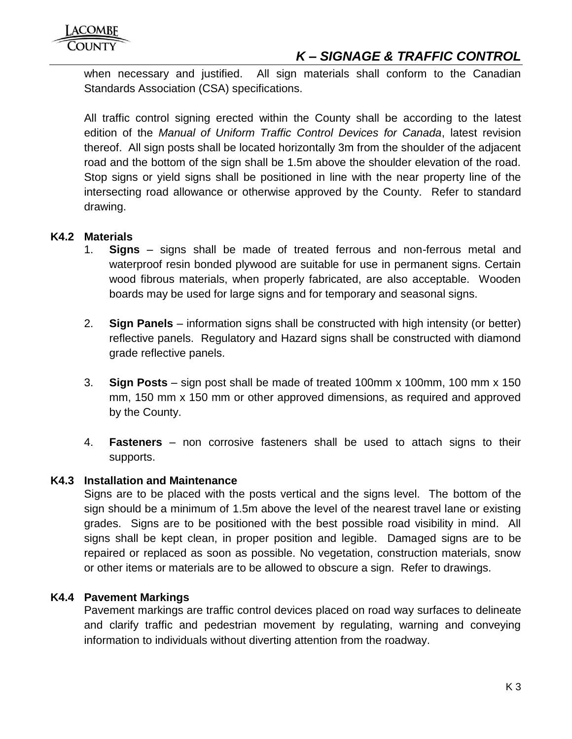when necessary and justified. All sign materials shall conform to the Canadian Standards Association (CSA) specifications.

All traffic control signing erected within the County shall be according to the latest edition of the *Manual of Uniform Traffic Control Devices for Canada*, latest revision thereof. All sign posts shall be located horizontally 3m from the shoulder of the adjacent road and the bottom of the sign shall be 1.5m above the shoulder elevation of the road. Stop signs or yield signs shall be positioned in line with the near property line of the intersecting road allowance or otherwise approved by the County. Refer to standard drawing.

### K4.2 Materials

1. **Signs** – signs shall be made of treated ferrous and non-ferrous metal and waterproof resin bonded plywood are suitable for use in permanent signs. Certain wood fibrous materials, when properly fabricated, are also acceptable. Wooden boards may be used for large signs and for temporary and seasonal signs.

2. **Sign Panels** – information signs shall be constructed with high intensity (or better) reflective panels. Regulatory and Hazard signs shall be constructed with diamond grade reflective panels.

3. **Sign Posts** – sign post shall be made of treated 100mm x 100mm, 100 mm x 150 mm, 150 mm x 150 mm or other approved dimensions, as required and approved by the County.

4. **Fasteners** – non corrosive fasteners shall be used to attach signs to their supports.

### K4.3 Installation and Maintenance

Signs are to be placed with the posts vertical and the signs level. The bottom of the sign should be a minimum of 1.5m above the level of the nearest travel lane or existing grades. Signs are to be positioned with the best possible road visibility in mind. All signs shall be kept clean, in proper position and legible. Damaged signs are to be repaired or replaced as soon as possible. No vegetation, construction materials, snow or other items or materials are to be allowed to obscure a sign. Refer to drawings.

### K4.4 Pavement Markings

Pavement markings are traffic control devices placed on road way surfaces to delineate and clarify traffic and pedestrian movement by regulating, warning and conveying information to individuals without diverting attention from the roadway.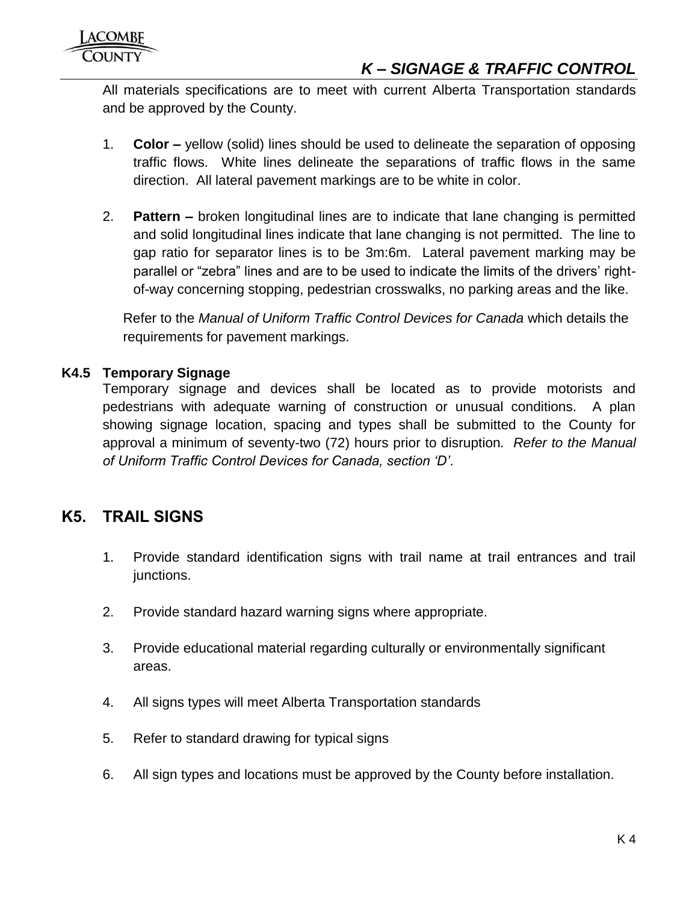All materials specifications are to meet with current Alberta Transportation standards and be approved by the County.

1. **Color –** yellow (solid) lines should be used to delineate the separation of opposing traffic flows. White lines delineate the separations of traffic flows in the same direction. All lateral pavement markings are to be white in color.

2. **Pattern –** broken longitudinal lines are to indicate that lane changing is permitted and solid longitudinal lines indicate that lane changing is not permitted. The line to gap ratio for separator lines is to be 3m:6m. Lateral pavement marking may be parallel or "zebra" lines and are to be used to indicate the limits of the drivers' right-of-way concerning stopping, pedestrian crosswalks, no parking areas and the like.

   Refer to the *Manual of Uniform Traffic Control Devices for Canada* which details the requirements for pavement markings.

### K4.5 Temporary Signage

Temporary signage and devices shall be located as to provide motorists and pedestrians with adequate warning of construction or unusual conditions. A plan showing signage location, spacing and types shall be submitted to the County for approval a minimum of seventy-two (72) hours prior to disruption. *Refer to the Manual of Uniform Traffic Control Devices for Canada, section 'D'*.

## K5. TRAIL SIGNS

1. Provide standard identification signs with trail name at trail entrances and trail junctions.

2. Provide standard hazard warning signs where appropriate.

3. Provide educational material regarding culturally or environmentally significant areas.

4. All signs types will meet Alberta Transportation standards

5. Refer to standard drawing for typical signs

6. All sign types and locations must be approved by the County before installation.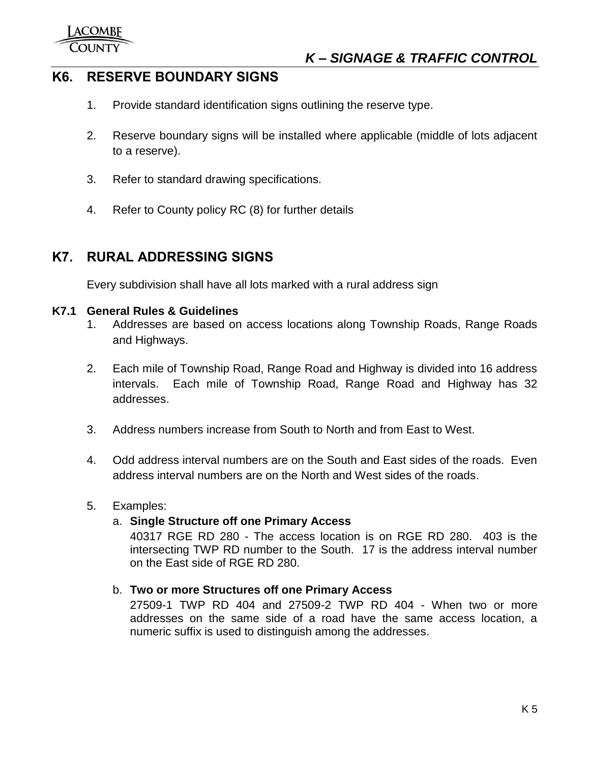## K6. RESERVE BOUNDARY SIGNS

1. Provide standard identification signs outlining the reserve type.
2. Reserve boundary signs will be installed where applicable (middle of lots adjacent to a reserve).
3. Refer to standard drawing specifications.
4. Refer to County policy RC (8) for further details

## K7. RURAL ADDRESSING SIGNS

Every subdivision shall have all lots marked with a rural address sign

### K7.1 General Rules & Guidelines

1. Addresses are based on access locations along Township Roads, Range Roads and Highways.
2. Each mile of Township Road, Range Road and Highway is divided into 16 address intervals. Each mile of Township Road, Range Road and Highway has 32 addresses.
3. Address numbers increase from South to North and from East to West.
4. Odd address interval numbers are on the South and East sides of the roads. Even address interval numbers are on the North and West sides of the roads.
5. Examples:
   a. **Single Structure off one Primary Access**
      40317 RGE RD 280 - The access location is on RGE RD 280. 403 is the intersecting TWP RD number to the South. 17 is the address interval number on the East side of RGE RD 280.
   b. **Two or more Structures off one Primary Access**
      27509-1 TWP RD 404 and 27509-2 TWP RD 404 - When two or more addresses on the same side of a road have the same access location, a numeric suffix is used to distinguish among the addresses.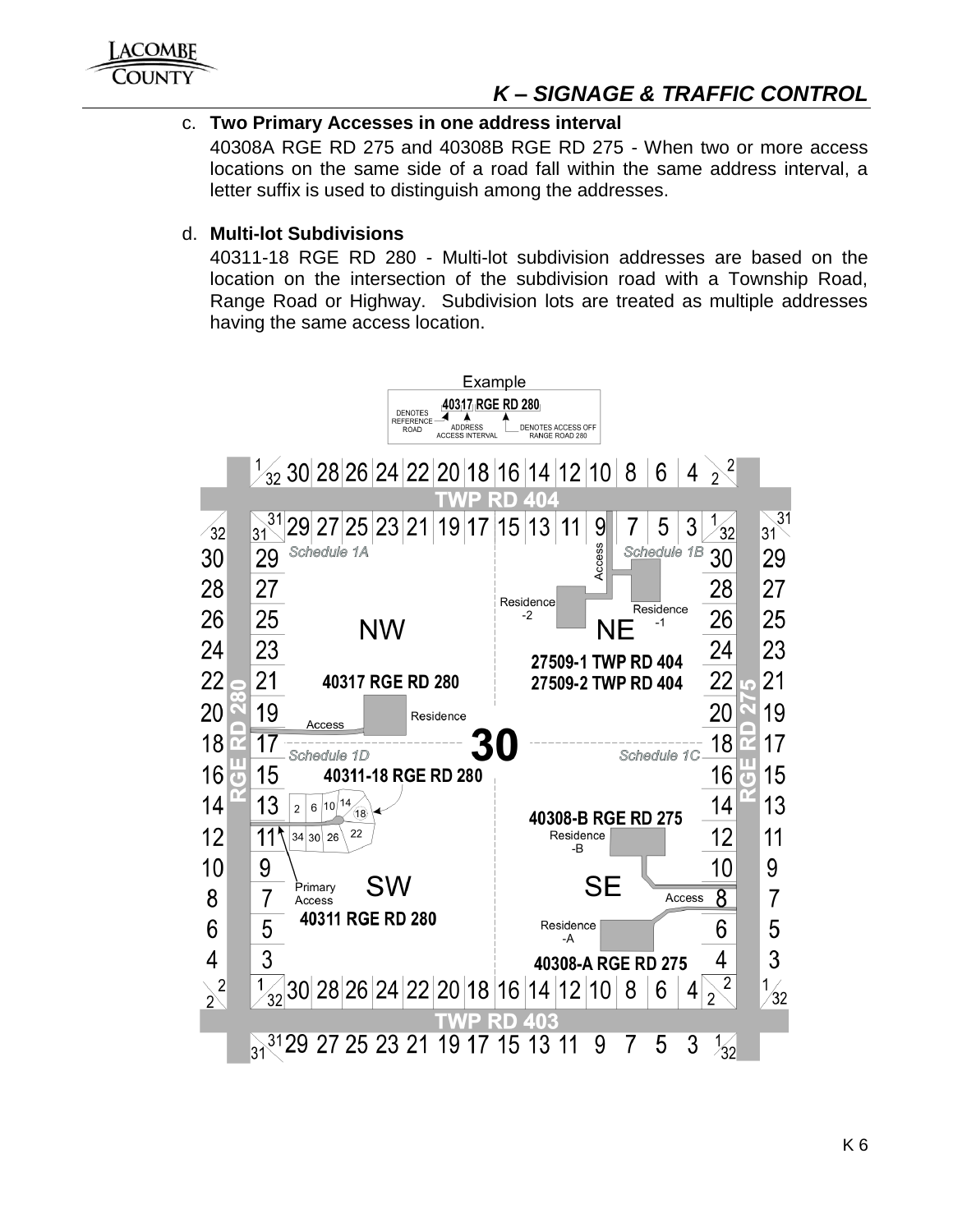## K – SIGNAGE & TRAFFIC CONTROL

c. **Two Primary Accesses in one address interval**

40308A RGE RD 275 and 40308B RGE RD 275 - When two or more access locations on the same side of a road fall within the same address interval, a letter suffix is used to distinguish among the addresses.

d. **Multi-lot Subdivisions**

40311-18 RGE RD 280 - Multi-lot subdivision addresses are based on the location on the intersection of the subdivision road with a Township Road, Range Road or Highway. Subdivision lots are treated as multiple addresses having the same access location.

Example

40317 RGE RD 280

DENOTES REFERENCE ROAD — ADDRESS ACCESS INTERVAL — DENOTES ACCESS OFF RANGE ROAD 280

TWP RD 404

TWP RD 403

RGE RD 280

RGE RD 275

Schedule 1A — NW — 40317 RGE RD 280 — Access — Residence

Schedule 1B — NE — Access — Residence -1 — Residence -2 — 27509-1 TWP RD 404 — 27509-2 TWP RD 404

30

Schedule 1D — SW — 40311-18 RGE RD 280 — Primary Access — 40311 RGE RD 280

Schedule 1C — SE — 40308-B RGE RD 275 — Residence -B — Access — Residence -A — 40308-A RGE RD 275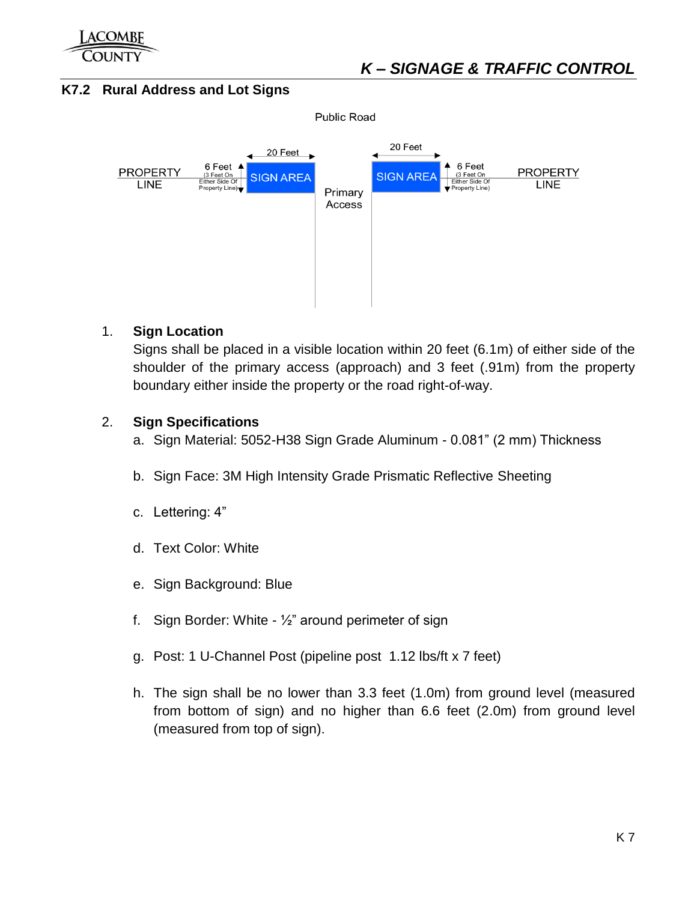## K7.2 Rural Address and Lot Signs

Public Road

PROPERTY LINE | 6 Feet (3 Feet On Either Side Of Property Line) | 20 Feet SIGN AREA | Primary Access | 20 Feet SIGN AREA | 6 Feet (3 Feet On Either Side Of Property Line) | PROPERTY LINE

1. **Sign Location**
   Signs shall be placed in a visible location within 20 feet (6.1m) of either side of the shoulder of the primary access (approach) and 3 feet (.91m) from the property boundary either inside the property or the road right-of-way.

2. **Sign Specifications**
   a. Sign Material: 5052-H38 Sign Grade Aluminum - 0.081" (2 mm) Thickness

   b. Sign Face: 3M High Intensity Grade Prismatic Reflective Sheeting

   c. Lettering: 4"

   d. Text Color: White

   e. Sign Background: Blue

   f. Sign Border: White - ½" around perimeter of sign

   g. Post: 1 U-Channel Post (pipeline post 1.12 lbs/ft x 7 feet)

   h. The sign shall be no lower than 3.3 feet (1.0m) from ground level (measured from bottom of sign) and no higher than 6.6 feet (2.0m) from ground level (measured from top of sign).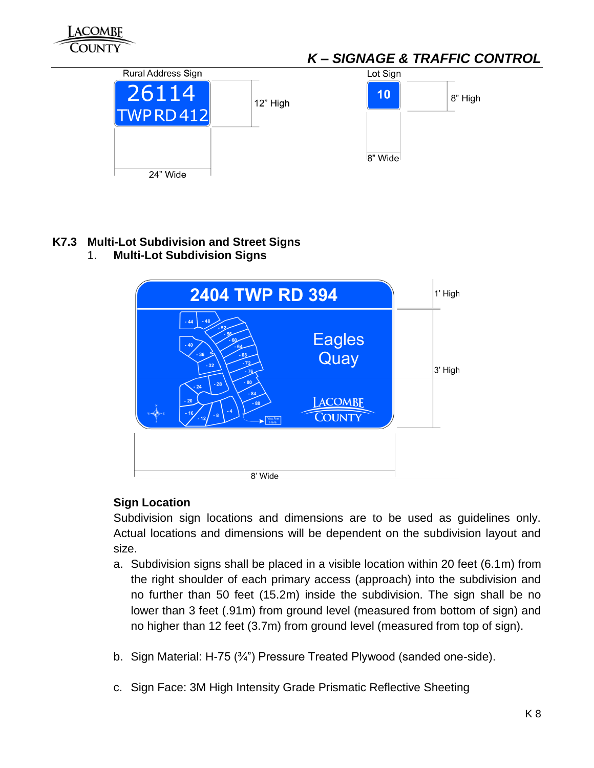Rural Address Sign

26114
TWP RD 412

12" High

24" Wide

Lot Sign

10

8" High

8" Wide

## K7.3 Multi-Lot Subdivision and Street Signs

1. **Multi-Lot Subdivision Signs**

2404 TWP RD 394

Eagles Quay

1' High

3' High

8' Wide

**Sign Location**

Subdivision sign locations and dimensions are to be used as guidelines only. Actual locations and dimensions will be dependent on the subdivision layout and size.

a. Subdivision signs shall be placed in a visible location within 20 feet (6.1m) from the right shoulder of each primary access (approach) into the subdivision and no further than 50 feet (15.2m) inside the subdivision. The sign shall be no lower than 3 feet (.91m) from ground level (measured from bottom of sign) and no higher than 12 feet (3.7m) from ground level (measured from top of sign).

b. Sign Material: H-75 (¾") Pressure Treated Plywood (sanded one-side).

c. Sign Face: 3M High Intensity Grade Prismatic Reflective Sheeting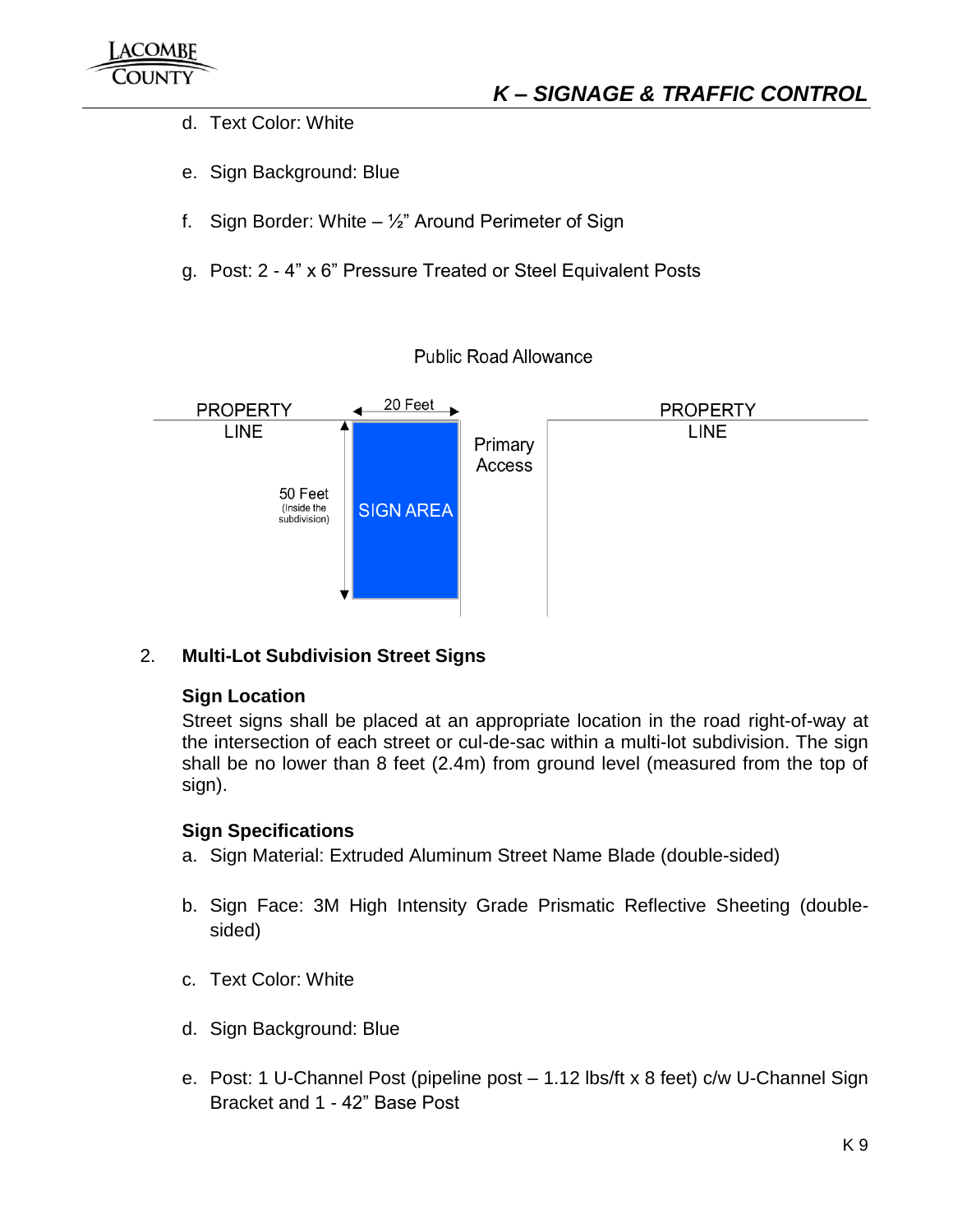d. Text Color: White

e. Sign Background: Blue

f. Sign Border: White – ½" Around Perimeter of Sign

g. Post: 2 - 4" x 6" Pressure Treated or Steel Equivalent Posts

Public Road Allowance

PROPERTY LINE

20 Feet

50 Feet (Inside the subdivision)

SIGN AREA

Primary Access

PROPERTY LINE

2. **Multi-Lot Subdivision Street Signs**

**Sign Location**

Street signs shall be placed at an appropriate location in the road right-of-way at the intersection of each street or cul-de-sac within a multi-lot subdivision. The sign shall be no lower than 8 feet (2.4m) from ground level (measured from the top of sign).

**Sign Specifications**

a. Sign Material: Extruded Aluminum Street Name Blade (double-sided)

b. Sign Face: 3M High Intensity Grade Prismatic Reflective Sheeting (double-sided)

c. Text Color: White

d. Sign Background: Blue

e. Post: 1 U-Channel Post (pipeline post – 1.12 lbs/ft x 8 feet) c/w U-Channel Sign Bracket and 1 - 42" Base Post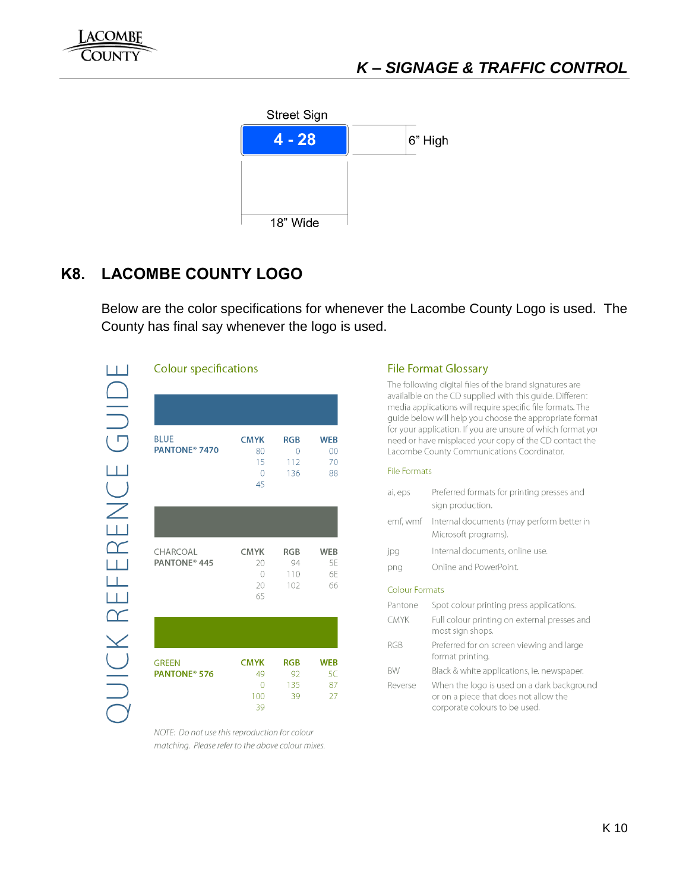Street Sign

**4 - 28**

6" High

18" Wide

## K8. LACOMBE COUNTY LOGO

Below are the color specifications for whenever the Lacombe County Logo is used. The County has final say whenever the logo is used.

QUICK REFERENCE GUIDE

### Colour specifications

| Colour | CMYK | RGB | WEB |
|---|---|---|---|
| BLUE **PANTONE® 7470** | 80 15 0 45 | 0 112 136 | 00 70 88 |
| CHARCOAL **PANTONE® 445** | 20 0 20 65 | 94 110 102 | 5E 6E 66 |
| GREEN **PANTONE® 576** | 49 0 100 39 | 92 135 39 | 5C 87 27 |

*NOTE: Do not use this reproduction for colour matching. Please refer to the above colour mixes.*

### File Format Glossary

The following digital files of the brand signatures are availalble on the CD supplied with this guide. Different media applications will require specific file formats. The guide below will help you choose the appropriate format for your application. If you are unsure of which format you need or have misplaced your copy of the CD contact the Lacombe County Communications Coordinator.

**File Formats**

| | |
|---|---|
| ai, eps | Preferred formats for printing presses and sign production. |
| emf, wmf | Internal documents (may perform better in Microsoft programs). |
| jpg | Internal documents, online use. |
| png | Online and PowerPoint. |

**Colour Formats**

| | |
|---|---|
| Pantone | Spot colour printing press applications. |
| CMYK | Full colour printing on external presses and most sign shops. |
| RGB | Preferred for on screen viewing and large format printing. |
| BW | Black & white applications, ie. newspaper. |
| Reverse | When the logo is used on a dark background or on a piece that does not allow the corporate colours to be used. |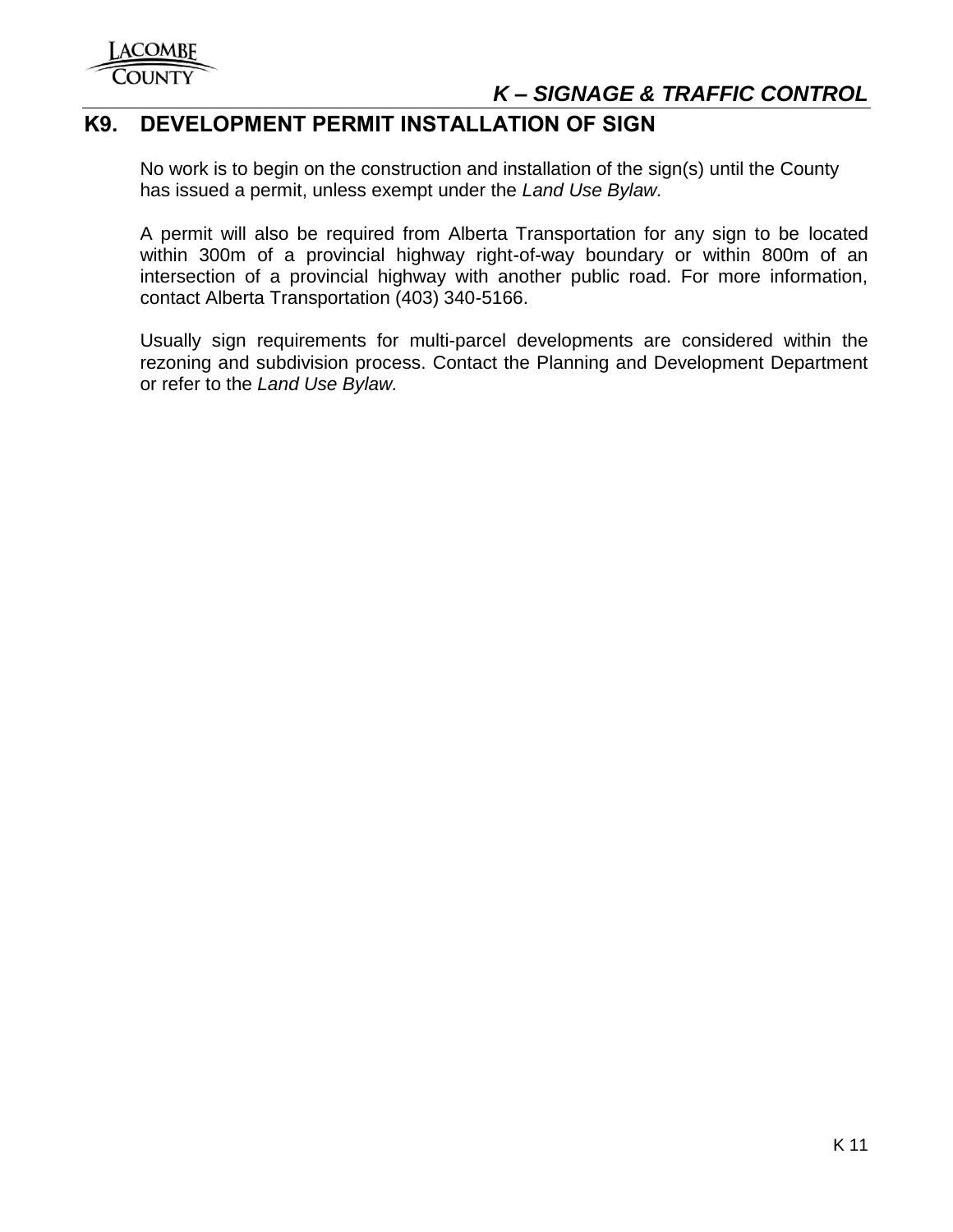## K9. DEVELOPMENT PERMIT INSTALLATION OF SIGN

No work is to begin on the construction and installation of the sign(s) until the County has issued a permit, unless exempt under the *Land Use Bylaw.*

A permit will also be required from Alberta Transportation for any sign to be located within 300m of a provincial highway right-of-way boundary or within 800m of an intersection of a provincial highway with another public road. For more information, contact Alberta Transportation (403) 340-5166.

Usually sign requirements for multi-parcel developments are considered within the rezoning and subdivision process. Contact the Planning and Development Department or refer to the *Land Use Bylaw.*